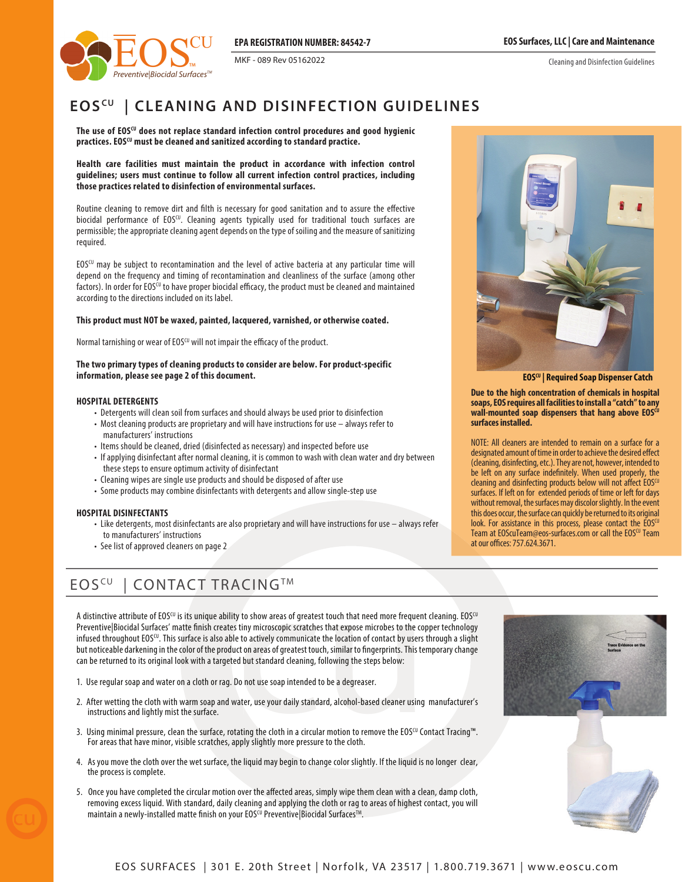EPA REGISTRATION NUMBER: 84542-7

MKF - 089 Rev 05162022

EOS Surfaces, LLC | Care and Maintenance

Cleaning and Disinfection Guidelines

# EOS^CU | CLEANING AND DISINFECTION GUIDELINES

**The use of EOS^CU does not replace standard infection control procedures and good hygienic practices. EOS^CU must be cleaned and sanitized according to standard practice.**

**Health care facilities must maintain the product in accordance with infection control guidelines; users must continue to follow all current infection control practices, including those practices related to disinfection of environmental surfaces.**

Routine cleaning to remove dirt and filth is necessary for good sanitation and to assure the effective biocidal performance of EOS^CU. Cleaning agents typically used for traditional touch surfaces are permissible; the appropriate cleaning agent depends on the type of soiling and the measure of sanitizing required.

EOS^CU may be subject to recontamination and the level of active bacteria at any particular time will depend on the frequency and timing of recontamination and cleanliness of the surface (among other factors). In order for EOS^CU to have proper biocidal efficacy, the product must be cleaned and maintained according to the directions included on its label.

**This product must NOT be waxed, painted, lacquered, varnished, or otherwise coated.**

Normal tarnishing or wear of EOS^CU will not impair the efficacy of the product.

**The two primary types of cleaning products to consider are below. For product-specific information, please see page 2 of this document.**

### HOSPITAL DETERGENTS

- Detergents will clean soil from surfaces and should always be used prior to disinfection
- Most cleaning products are proprietary and will have instructions for use – always refer to manufacturers' instructions
- Items should be cleaned, dried (disinfected as necessary) and inspected before use
- If applying disinfectant after normal cleaning, it is common to wash with clean water and dry between these steps to ensure optimum activity of disinfectant
- Cleaning wipes are single use products and should be disposed of after use
- Some products may combine disinfectants with detergents and allow single-step use

### HOSPITAL DISINFECTANTS

- Like detergents, most disinfectants are also proprietary and will have instructions for use – always refer to manufacturers' instructions
- See list of approved cleaners on page 2

**EOS^CU | Required Soap Dispenser Catch**

**Due to the high concentration of chemicals in hospital soaps, EOS requires all facilities to install a "catch" to any wall-mounted soap dispensers that hang above EOS^CU surfaces installed.**

NOTE: All cleaners are intended to remain on a surface for a designated amount of time in order to achieve the desired effect (cleaning, disinfecting, etc.). They are not, however, intended to be left on any surface indefinitely. When used properly, the cleaning and disinfecting products below will not affect EOS^CU surfaces. If left on for extended periods of time or left for days without removal, the surfaces may discolor slightly. In the event this does occur, the surface can quickly be returned to its original look. For assistance in this process, please contact the EOS^CU Team at EOScuTeam@eos-surfaces.com or call the EOS^CU Team at our offices: 757.624.3671.

# EOS^CU | CONTACT TRACING™

A distinctive attribute of EOS^CU is its unique ability to show areas of greatest touch that need more frequent cleaning. EOS^CU Preventive|Biocidal Surfaces' matte finish creates tiny microscopic scratches that expose microbes to the copper technology infused throughout EOS^CU. This surface is also able to actively communicate the location of contact by users through a slight but noticeable darkening in the color of the product on areas of greatest touch, similar to fingerprints. This temporary change can be returned to its original look with a targeted but standard cleaning, following the steps below:

1. Use regular soap and water on a cloth or rag. Do not use soap intended to be a degreaser.
2. After wetting the cloth with warm soap and water, use your daily standard, alcohol-based cleaner using manufacturer's instructions and lightly mist the surface.
3. Using minimal pressure, clean the surface, rotating the cloth in a circular motion to remove the EOS^CU Contact Tracing™. For areas that have minor, visible scratches, apply slightly more pressure to the cloth.
4. As you move the cloth over the wet surface, the liquid may begin to change color slightly. If the liquid is no longer clear, the process is complete.
5. Once you have completed the circular motion over the affected areas, simply wipe them clean with a clean, damp cloth, removing excess liquid. With standard, daily cleaning and applying the cloth or rag to areas of highest contact, you will maintain a newly-installed matte finish on your EOS^CU Preventive|Biocidal Surfaces™.

Trace Evidence on the Surface

EOS SURFACES | 301 E. 20th Street | Norfolk, VA 23517 | 1.800.719.3671 | www.eoscu.com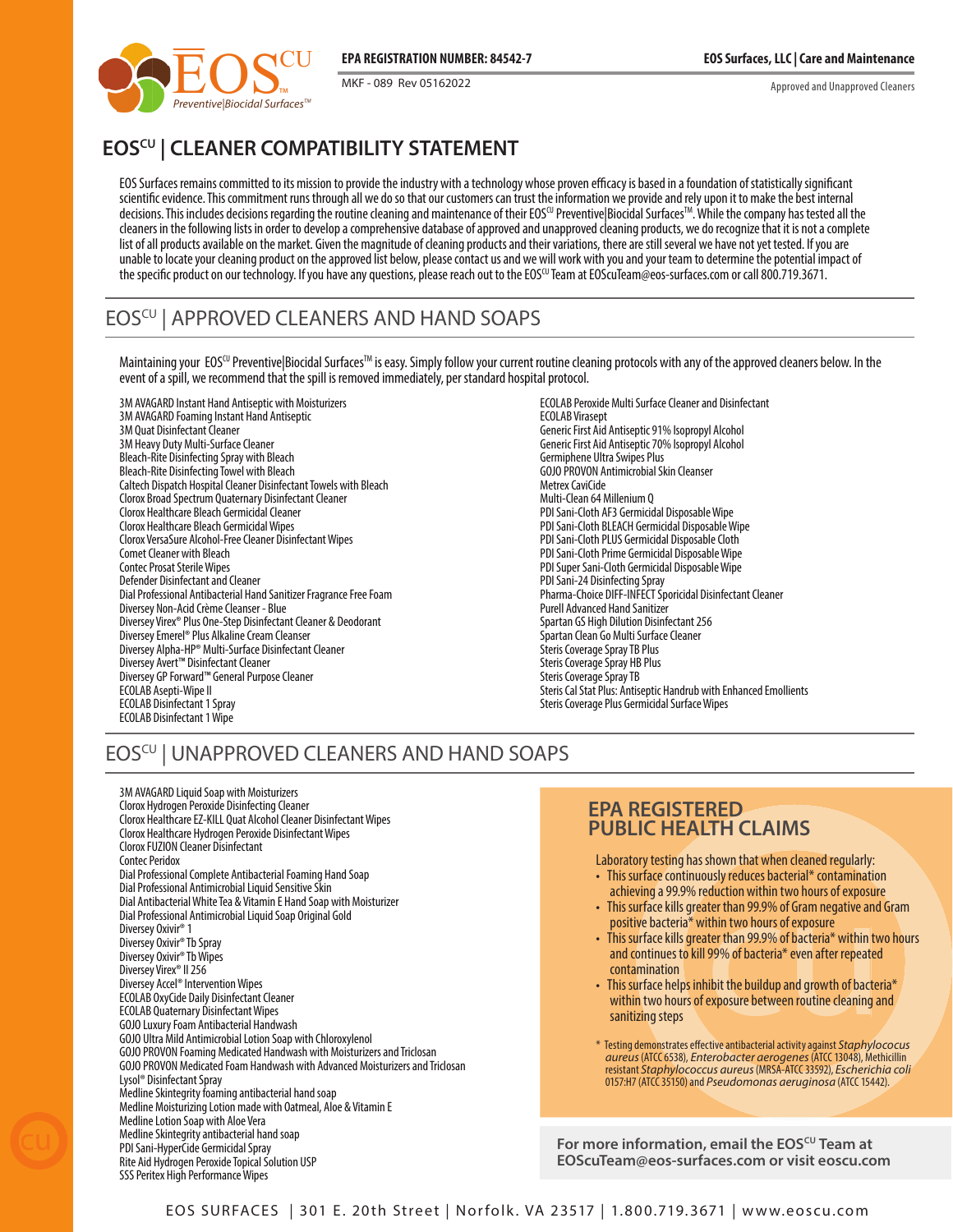EPA REGISTRATION NUMBER: 84542-7

MKF - 089 Rev 05162022

**EOS Surfaces, LLC | Care and Maintenance**

Approved and Unapproved Cleaners

# EOS[CU] | CLEANER COMPATIBILITY STATEMENT

EOS Surfaces remains committed to its mission to provide the industry with a technology whose proven efficacy is based in a foundation of statistically significant scientific evidence. This commitment runs through all we do so that our customers can trust the information we provide and rely upon it to make the best internal decisions. This includes decisions regarding the routine cleaning and maintenance of their EOS[CU] Preventive|Biocidal Surfaces™. While the company has tested all the cleaners in the following lists in order to develop a comprehensive database of approved and unapproved cleaning products, we do recognize that it is not a complete list of all products available on the market. Given the magnitude of cleaning products and their variations, there are still several we have not yet tested. If you are unable to locate your cleaning product on the approved list below, please contact us and we will work with you and your team to determine the potential impact of the specific product on our technology. If you have any questions, please reach out to the EOS[CU] Team at EOScuTeam@eos-surfaces.com or call 800.719.3671.

## EOS[CU] | APPROVED CLEANERS AND HAND SOAPS

Maintaining your EOS[CU] Preventive|Biocidal Surfaces™ is easy. Simply follow your current routine cleaning protocols with any of the approved cleaners below. In the event of a spill, we recommend that the spill is removed immediately, per standard hospital protocol.

- 3M AVAGARD Instant Hand Antiseptic with Moisturizers
- 3M AVAGARD Foaming Instant Hand Antiseptic
- 3M Quat Disinfectant Cleaner
- 3M Heavy Duty Multi-Surface Cleaner
- Bleach-Rite Disinfecting Spray with Bleach
- Bleach-Rite Disinfecting Towel with Bleach
- Caltech Dispatch Hospital Cleaner Disinfectant Towels with Bleach
- Clorox Broad Spectrum Quaternary Disinfectant Cleaner
- Clorox Healthcare Bleach Germicidal Cleaner
- Clorox Healthcare Bleach Germicidal Wipes
- Clorox VersaSure Alcohol-Free Cleaner Disinfectant Wipes
- Comet Cleaner with Bleach
- Contec Prosat Sterile Wipes
- Defender Disinfectant and Cleaner
- Dial Professional Antibacterial Hand Sanitizer Fragrance Free Foam
- Diversey Non-Acid Crème Cleanser - Blue
- Diversey Virex® Plus One-Step Disinfectant Cleaner & Deodorant
- Diversey Emerel® Plus Alkaline Cream Cleanser
- Diversey Alpha-HP® Multi-Surface Disinfectant Cleaner
- Diversey Avert™ Disinfectant Cleaner
- Diversey GP Forward™ General Purpose Cleaner
- ECOLAB Asepti-Wipe II
- ECOLAB Disinfectant 1 Spray
- ECOLAB Disinfectant 1 Wipe
- ECOLAB Peroxide Multi Surface Cleaner and Disinfectant
- ECOLAB Virasept
- Generic First Aid Antiseptic 91% Isopropyl Alcohol
- Generic First Aid Antiseptic 70% Isopropyl Alcohol
- Germiphene Ultra Swipes Plus
- GOJO PROVON Antimicrobial Skin Cleanser
- Metrex CaviCide
- Multi-Clean 64 Millenium Q
- PDI Sani-Cloth AF3 Germicidal Disposable Wipe
- PDI Sani-Cloth BLEACH Germicidal Disposable Wipe
- PDI Sani-Cloth PLUS Germicidal Disposable Cloth
- PDI Sani-Cloth Prime Germicidal Disposable Wipe
- PDI Super Sani-Cloth Germicidal Disposable Wipe
- PDI Sani-24 Disinfecting Spray
- Pharma-Choice DIFF-INFECT Sporicidal Disinfectant Cleaner
- Purell Advanced Hand Sanitizer
- Spartan GS High Dilution Disinfectant 256
- Spartan Clean Go Multi Surface Cleaner
- Steris Coverage Spray TB Plus
- Steris Coverage Spray HB Plus
- Steris Coverage Spray TB
- Steris Cal Stat Plus: Antiseptic Handrub with Enhanced Emollients
- Steris Coverage Plus Germicidal Surface Wipes

## EOS[CU] | UNAPPROVED CLEANERS AND HAND SOAPS

- 3M AVAGARD Liquid Soap with Moisturizers
- Clorox Hydrogen Peroxide Disinfecting Cleaner
- Clorox Healthcare EZ-KILL Quat Alcohol Cleaner Disinfectant Wipes
- Clorox Healthcare Hydrogen Peroxide Disinfectant Wipes
- Clorox FUZION Cleaner Disinfectant
- Contec Peridox
- Dial Professional Complete Antibacterial Foaming Hand Soap
- Dial Professional Antimicrobial Liquid Sensitive Skin
- Dial Antibacterial White Tea & Vitamin E Hand Soap with Moisturizer
- Dial Professional Antimicrobial Liquid Soap Original Gold
- Diversey Oxivir® 1
- Diversey Oxivir® Tb Spray
- Diversey Oxivir® Tb Wipes
- Diversey Virex® II 256
- Diversey Accel® Intervention Wipes
- ECOLAB OxyCide Daily Disinfectant Cleaner
- ECOLAB Quaternary Disinfectant Wipes
- GOJO Luxury Foam Antibacterial Handwash
- GOJO Ultra Mild Antimicrobial Lotion Soap with Chloroxylenol
- GOJO PROVON Foaming Medicated Handwash with Moisturizers and Triclosan
- GOJO PROVON Medicated Foam Handwash with Advanced Moisturizers and Triclosan
- Lysol® Disinfectant Spray
- Medline Skintegrity foaming antibacterial hand soap
- Medline Moisturizing Lotion made with Oatmeal, Aloe & Vitamin E
- Medline Lotion Soap with Aloe Vera
- Medline Skintegrity antibacterial hand soap
- PDI Sani-HyperCide Germicidal Spray
- Rite Aid Hydrogen Peroxide Topical Solution USP
- SSS Peritex High Performance Wipes

## EPA REGISTERED PUBLIC HEALTH CLAIMS

Laboratory testing has shown that when cleaned regularly:

- This surface continuously reduces bacterial* contamination achieving a 99.9% reduction within two hours of exposure
- This surface kills greater than 99.9% of Gram negative and Gram positive bacteria* within two hours of exposure
- This surface kills greater than 99.9% of bacteria* within two hours and continues to kill 99% of bacteria* even after repeated contamination
- This surface helps inhibit the buildup and growth of bacteria* within two hours of exposure between routine cleaning and sanitizing steps

* Testing demonstrates effective antibacterial activity against *Staphylococus aureus* (ATCC 6538), *Enterobacter aerogenes* (ATCC 13048), Methicillin resistant *Staphylococcus aureus* (MRSA-ATCC 33592), *Escherichia coli* 0157:H7 (ATCC 35150) and *Pseudomonas aeruginosa* (ATCC 15442).

**For more information, email the EOS[CU] Team at EOScuTeam@eos-surfaces.com or visit eoscu.com**

EOS SURFACES | 301 E. 20th Street | Norfolk. VA 23517 | 1.800.719.3671 | www.eoscu.com